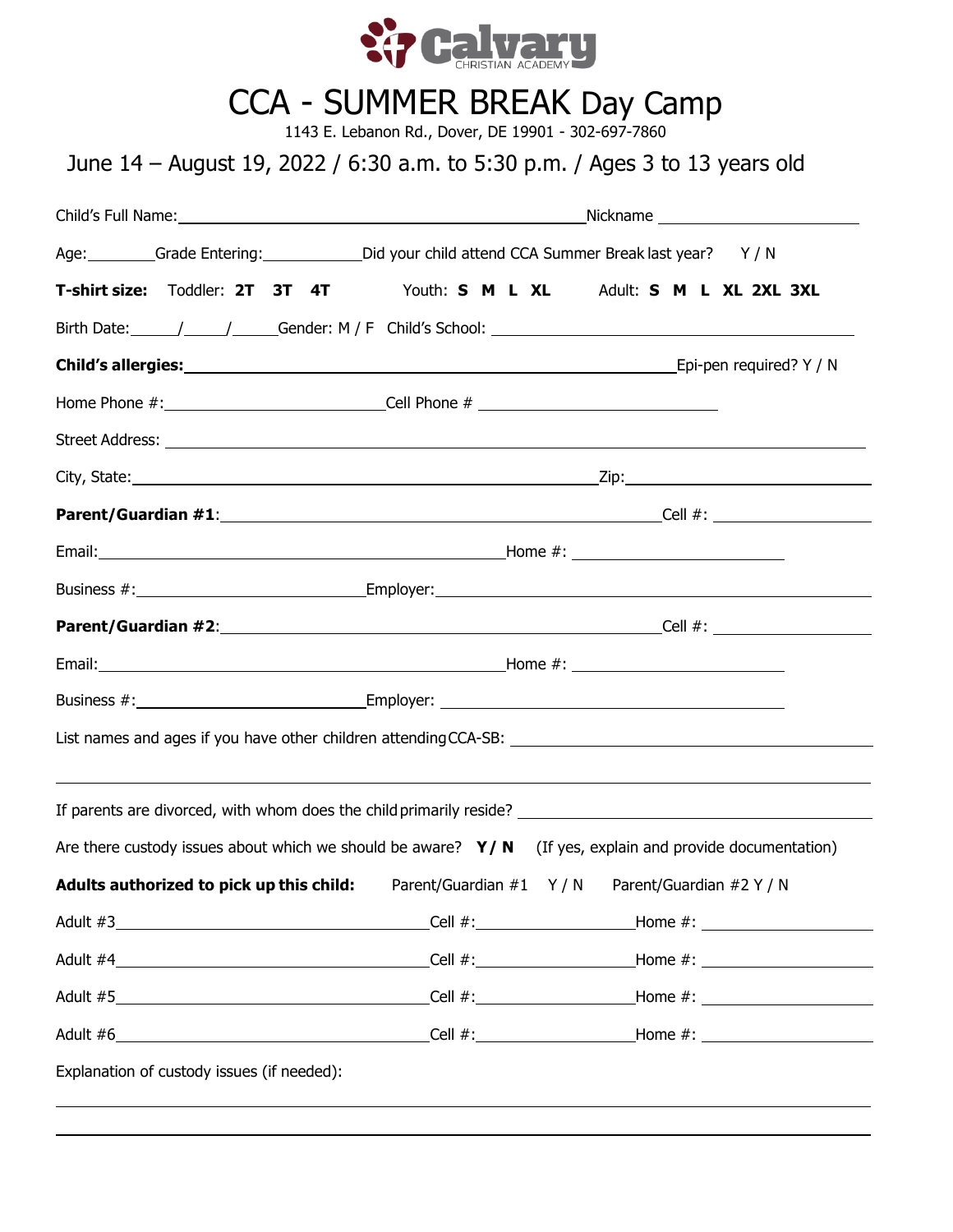# Calvary CHRISTIAN ACADEMY

# CCA - SUMMER BREAK Day Camp

1143 E. Lebanon Rd., Dover, DE 19901 - 302-697-7860

## June 14 – August 19, 2022 / 6:30 a.m. to 5:30 p.m. / Ages 3 to 13 years old

Child's Full Name: \_\_\_\_\_\_\_\_\_\_\_\_\_\_\_\_\_\_\_\_\_\_\_\_\_\_\_\_\_\_ Nickname \_\_\_\_\_\_\_\_\_\_\_\_\_\_\_\_

Age: \_\_\_\_\_ Grade Entering: \_\_\_\_\_\_\_ Did your child attend CCA Summer Break last year? Y / N

**T-shirt size:** Toddler: **2T 3T 4T** Youth: **S M L XL** Adult: **S M L XL 2XL 3XL**

Birth Date: \_\_\_\_/\_\_\_\_/\_\_\_\_ Gender: M / F Child's School: \_\_\_\_\_\_\_\_\_\_\_\_\_\_\_\_\_\_\_\_\_\_\_\_

**Child's allergies:** \_\_\_\_\_\_\_\_\_\_\_\_\_\_\_\_\_\_\_\_\_\_\_\_\_\_\_\_\_\_\_\_\_\_\_\_ Epi-pen required? Y / N

Home Phone #: \_\_\_\_\_\_\_\_\_\_\_\_\_\_\_\_ Cell Phone # \_\_\_\_\_\_\_\_\_\_\_\_\_\_\_\_\_\_

Street Address: \_\_\_\_\_\_\_\_\_\_\_\_\_\_\_\_\_\_\_\_\_\_\_\_\_\_\_\_\_\_\_\_\_\_\_\_\_\_\_\_\_\_\_\_\_\_\_\_\_\_

City, State: \_\_\_\_\_\_\_\_\_\_\_\_\_\_\_\_\_\_\_\_\_\_\_\_\_\_\_\_\_\_\_\_\_\_ Zip: \_\_\_\_\_\_\_\_\_\_\_\_\_\_\_\_\_\_

**Parent/Guardian #1**: \_\_\_\_\_\_\_\_\_\_\_\_\_\_\_\_\_\_\_\_\_\_\_\_\_\_\_\_\_\_\_\_ Cell #: \_\_\_\_\_\_\_\_\_\_\_\_

Email: \_\_\_\_\_\_\_\_\_\_\_\_\_\_\_\_\_\_\_\_\_\_\_\_\_\_\_\_\_\_ Home #: \_\_\_\_\_\_\_\_\_\_\_\_\_\_\_\_

Business #: \_\_\_\_\_\_\_\_\_\_\_\_\_\_\_\_\_\_ Employer: \_\_\_\_\_\_\_\_\_\_\_\_\_\_\_\_\_\_\_\_\_\_\_\_\_\_\_\_\_\_\_\_

**Parent/Guardian #2**: \_\_\_\_\_\_\_\_\_\_\_\_\_\_\_\_\_\_\_\_\_\_\_\_\_\_\_\_\_\_\_\_ Cell #: \_\_\_\_\_\_\_\_\_\_\_\_

Email: \_\_\_\_\_\_\_\_\_\_\_\_\_\_\_\_\_\_\_\_\_\_\_\_\_\_\_\_\_\_ Home #: \_\_\_\_\_\_\_\_\_\_\_\_\_\_\_\_

Business #: \_\_\_\_\_\_\_\_\_\_\_\_\_\_\_\_\_\_ Employer: \_\_\_\_\_\_\_\_\_\_\_\_\_\_\_\_\_\_\_\_\_\_\_\_\_\_\_\_

List names and ages if you have other children attending CCA-SB: \_\_\_\_\_\_\_\_\_\_\_\_\_\_\_\_\_\_\_\_\_\_\_\_

\_\_\_\_\_\_\_\_\_\_\_\_\_\_\_\_\_\_\_\_\_\_\_\_\_\_\_\_\_\_\_\_\_\_\_\_\_\_\_\_\_\_\_\_\_\_\_\_\_\_\_\_\_\_\_\_\_\_\_\_\_\_\_\_

If parents are divorced, with whom does the child primarily reside? \_\_\_\_\_\_\_\_\_\_\_\_\_\_\_\_\_\_\_\_\_\_\_\_

Are there custody issues about which we should be aware? **Y / N** (If yes, explain and provide documentation)

**Adults authorized to pick up this child:** Parent/Guardian #1 Y / N Parent/Guardian #2 Y / N

Adult #3 \_\_\_\_\_\_\_\_\_\_\_\_\_\_\_\_\_\_\_\_\_\_ Cell #: \_\_\_\_\_\_\_\_\_\_\_\_ Home #: \_\_\_\_\_\_\_\_\_\_\_\_

Adult #4 \_\_\_\_\_\_\_\_\_\_\_\_\_\_\_\_\_\_\_\_\_\_ Cell #: \_\_\_\_\_\_\_\_\_\_\_\_ Home #: \_\_\_\_\_\_\_\_\_\_\_\_

Adult #5 \_\_\_\_\_\_\_\_\_\_\_\_\_\_\_\_\_\_\_\_\_\_ Cell #: \_\_\_\_\_\_\_\_\_\_\_\_ Home #: \_\_\_\_\_\_\_\_\_\_\_\_

Adult #6 \_\_\_\_\_\_\_\_\_\_\_\_\_\_\_\_\_\_\_\_\_\_ Cell #: \_\_\_\_\_\_\_\_\_\_\_\_ Home #: \_\_\_\_\_\_\_\_\_\_\_\_

Explanation of custody issues (if needed):

\_\_\_\_\_\_\_\_\_\_\_\_\_\_\_\_\_\_\_\_\_\_\_\_\_\_\_\_\_\_\_\_\_\_\_\_\_\_\_\_\_\_\_\_\_\_\_\_\_\_\_\_\_\_\_\_\_\_\_\_\_\_\_\_

\_\_\_\_\_\_\_\_\_\_\_\_\_\_\_\_\_\_\_\_\_\_\_\_\_\_\_\_\_\_\_\_\_\_\_\_\_\_\_\_\_\_\_\_\_\_\_\_\_\_\_\_\_\_\_\_\_\_\_\_\_\_\_\_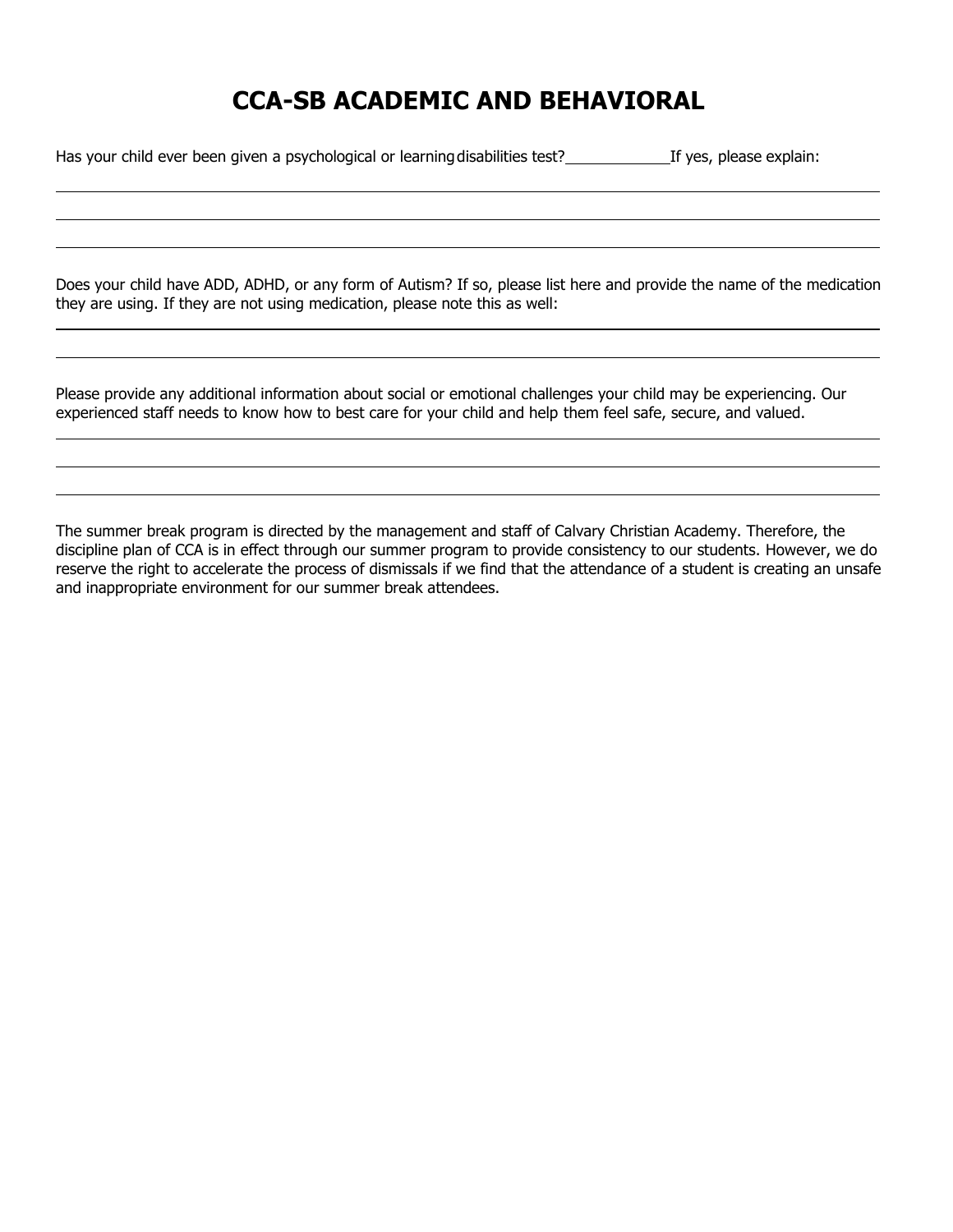# CCA-SB ACADEMIC AND BEHAVIORAL

Has your child ever been given a psychological or learning disabilities test? ____________ If yes, please explain:

______________________________________________________________________________

______________________________________________________________________________

______________________________________________________________________________

Does your child have ADD, ADHD, or any form of Autism? If so, please list here and provide the name of the medication they are using. If they are not using medication, please note this as well:

______________________________________________________________________________

______________________________________________________________________________

Please provide any additional information about social or emotional challenges your child may be experiencing. Our experienced staff needs to know how to best care for your child and help them feel safe, secure, and valued.

______________________________________________________________________________

______________________________________________________________________________

______________________________________________________________________________

The summer break program is directed by the management and staff of Calvary Christian Academy. Therefore, the discipline plan of CCA is in effect through our summer program to provide consistency to our students. However, we do reserve the right to accelerate the process of dismissals if we find that the attendance of a student is creating an unsafe and inappropriate environment for our summer break attendees.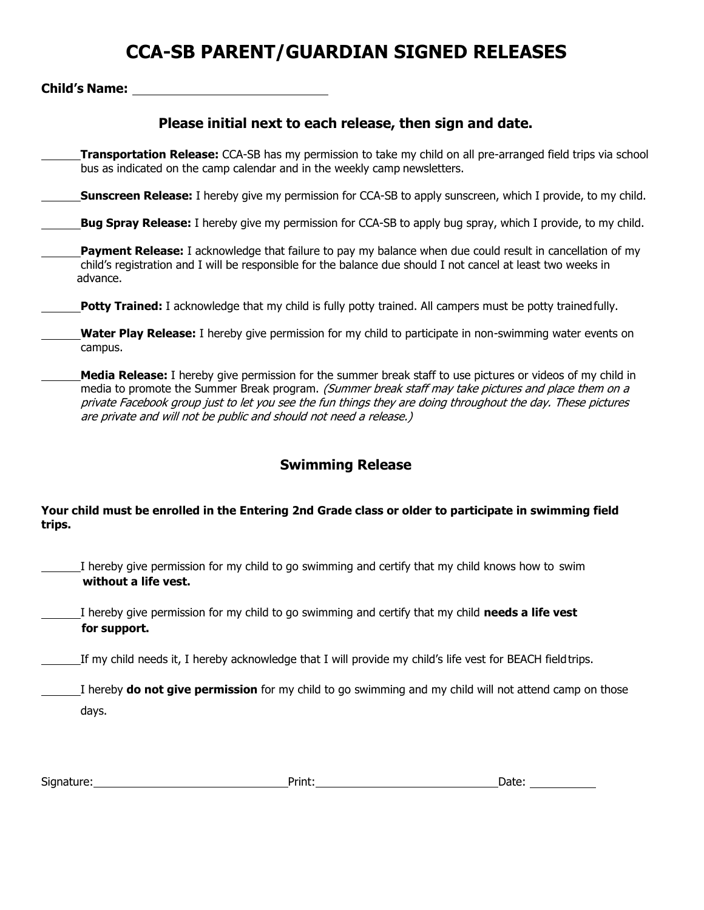# CCA-SB PARENT/GUARDIAN SIGNED RELEASES

**Child's Name:** ____________________________

### Please initial next to each release, then sign and date.

______**Transportation Release:** CCA-SB has my permission to take my child on all pre-arranged field trips via school bus as indicated on the camp calendar and in the weekly camp newsletters.

______**Sunscreen Release:** I hereby give my permission for CCA-SB to apply sunscreen, which I provide, to my child.

______**Bug Spray Release:** I hereby give my permission for CCA-SB to apply bug spray, which I provide, to my child.

______**Payment Release:** I acknowledge that failure to pay my balance when due could result in cancellation of my child's registration and I will be responsible for the balance due should I not cancel at least two weeks in advance.

______**Potty Trained:** I acknowledge that my child is fully potty trained. All campers must be potty trained fully.

______**Water Play Release:** I hereby give permission for my child to participate in non-swimming water events on campus.

______**Media Release:** I hereby give permission for the summer break staff to use pictures or videos of my child in media to promote the Summer Break program. *(Summer break staff may take pictures and place them on a private Facebook group just to let you see the fun things they are doing throughout the day. These pictures are private and will not be public and should not need a release.)*

### Swimming Release

**Your child must be enrolled in the Entering 2nd Grade class or older to participate in swimming field trips.**

______I hereby give permission for my child to go swimming and certify that my child knows how to swim **without a life vest.**

______I hereby give permission for my child to go swimming and certify that my child **needs a life vest for support.**

______If my child needs it, I hereby acknowledge that I will provide my child's life vest for BEACH field trips.

______I hereby **do not give permission** for my child to go swimming and my child will not attend camp on those days.

Signature:______________________________ Print:______________________________ Date: ___________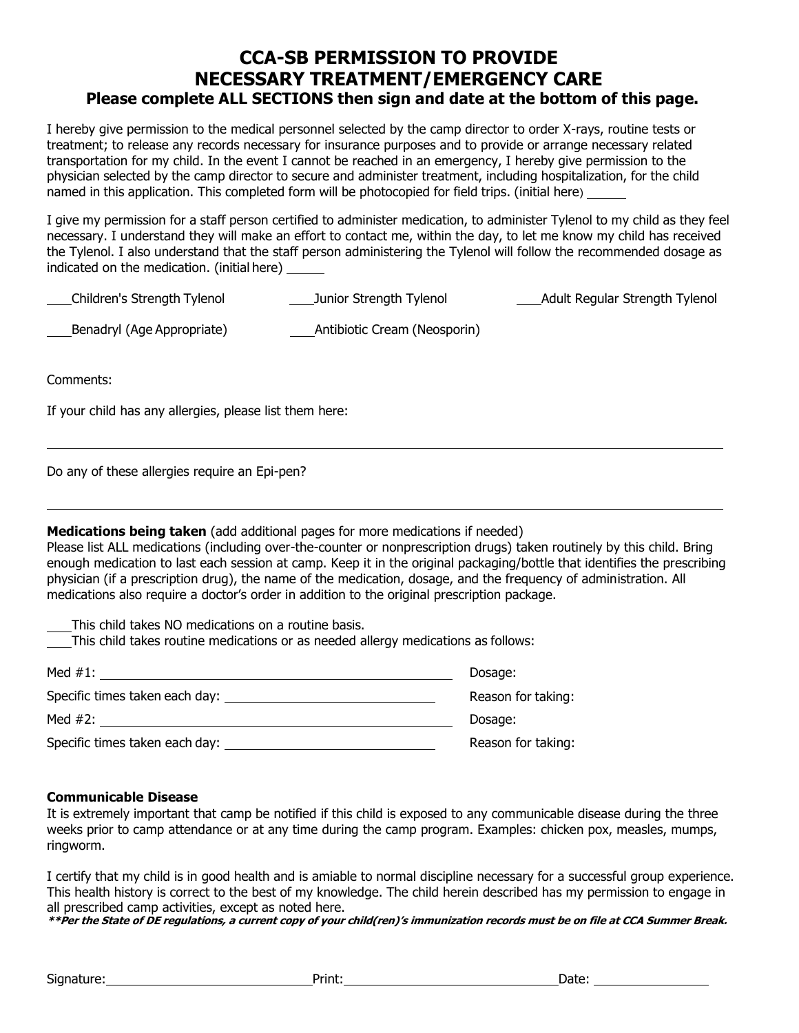# CCA-SB PERMISSION TO PROVIDE NECESSARY TREATMENT/EMERGENCY CARE

**Please complete ALL SECTIONS then sign and date at the bottom of this page.**

I hereby give permission to the medical personnel selected by the camp director to order X-rays, routine tests or treatment; to release any records necessary for insurance purposes and to provide or arrange necessary related transportation for my child. In the event I cannot be reached in an emergency, I hereby give permission to the physician selected by the camp director to secure and administer treatment, including hospitalization, for the child named in this application. This completed form will be photocopied for field trips. (initial here) ______

I give my permission for a staff person certified to administer medication, to administer Tylenol to my child as they feel necessary. I understand they will make an effort to contact me, within the day, to let me know my child has received the Tylenol. I also understand that the staff person administering the Tylenol will follow the recommended dosage as indicated on the medication. (initial here) ______

___Children's Strength Tylenol ___Junior Strength Tylenol ___Adult Regular Strength Tylenol

___Benadryl (Age Appropriate) ___Antibiotic Cream (Neosporin)

Comments:

If your child has any allergies, please list them here:

______________________________________________________________________________

Do any of these allergies require an Epi-pen?

______________________________________________________________________________

**Medications being taken** (add additional pages for more medications if needed)
Please list ALL medications (including over-the-counter or nonprescription drugs) taken routinely by this child. Bring enough medication to last each session at camp. Keep it in the original packaging/bottle that identifies the prescribing physician (if a prescription drug), the name of the medication, dosage, and the frequency of administration. All medications also require a doctor's order in addition to the original prescription package.

___This child takes NO medications on a routine basis.
___This child takes routine medications or as needed allergy medications as follows:

Med #1: ______________________________________ Dosage:

Specific times taken each day: ______________________ Reason for taking:

Med #2: ______________________________________ Dosage:

Specific times taken each day: ______________________ Reason for taking:

**Communicable Disease**
It is extremely important that camp be notified if this child is exposed to any communicable disease during the three weeks prior to camp attendance or at any time during the camp program. Examples: chicken pox, measles, mumps, ringworm.

I certify that my child is in good health and is amiable to normal discipline necessary for a successful group experience. This health history is correct to the best of my knowledge. The child herein described has my permission to engage in all prescribed camp activities, except as noted here.

***\*\*Per the State of DE regulations, a current copy of your child(ren)'s immunization records must be on file at CCA Summer Break.***

Signature:______________________ Print:______________________ Date: ______________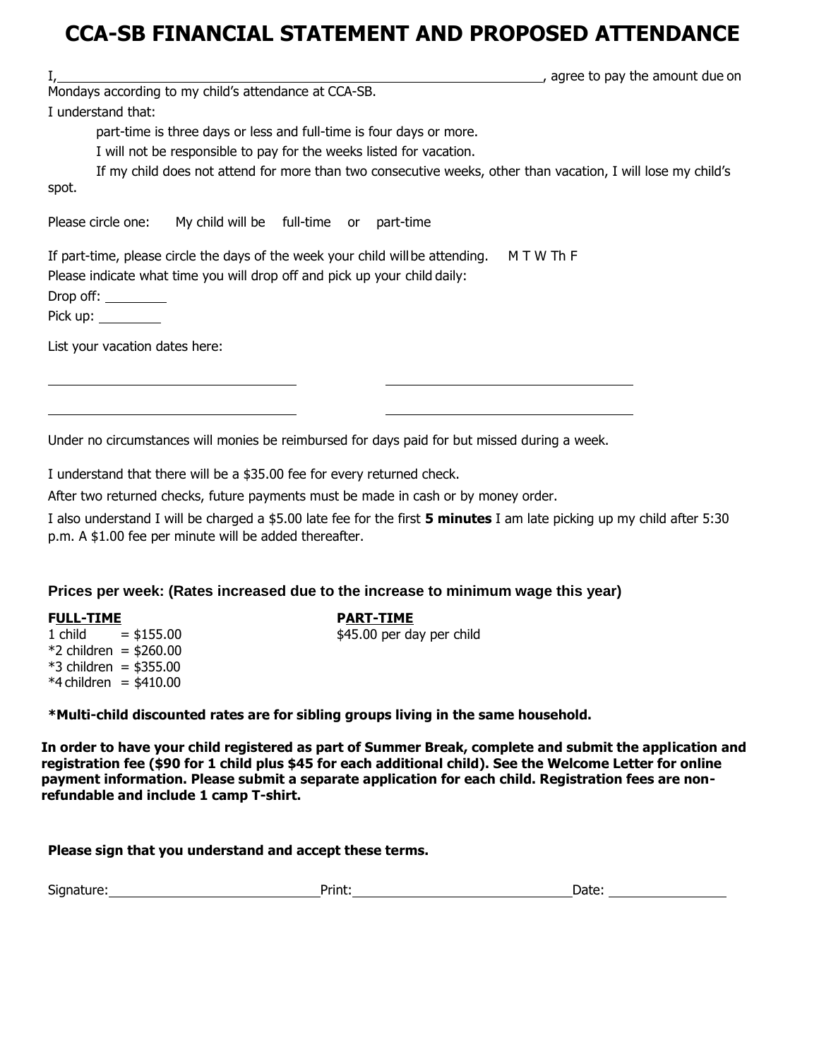# CCA-SB FINANCIAL STATEMENT AND PROPOSED ATTENDANCE

I, ______________________________________________, agree to pay the amount due on Mondays according to my child's attendance at CCA-SB.

I understand that:

part-time is three days or less and full-time is four days or more.

I will not be responsible to pay for the weeks listed for vacation.

If my child does not attend for more than two consecutive weeks, other than vacation, I will lose my child's spot.

Please circle one: My child will be full-time or part-time

If part-time, please circle the days of the week your child will be attending. M T W Th F

Please indicate what time you will drop off and pick up your child daily:

Drop off: ________

Pick up: ________

List your vacation dates here:

______________________________ ______________________________

______________________________ ______________________________

Under no circumstances will monies be reimbursed for days paid for but missed during a week.

I understand that there will be a $35.00 fee for every returned check.

After two returned checks, future payments must be made in cash or by money order.

I also understand I will be charged a $5.00 late fee for the first **5 minutes** I am late picking up my child after 5:30 p.m. A $1.00 fee per minute will be added thereafter.

**Prices per week: (Rates increased due to the increase to minimum wage this year)**

| FULL-TIME | | PART-TIME |
|---|---|---|
| 1 child | = $155.00 | $45.00 per day per child |
| *2 children | = $260.00 | |
| *3 children | = $355.00 | |
| *4 children | = $410.00 | |

***Multi-child discounted rates are for sibling groups living in the same household.**

**In order to have your child registered as part of Summer Break, complete and submit the application and registration fee ($90 for 1 child plus $45 for each additional child). See the Welcome Letter for online payment information. Please submit a separate application for each child. Registration fees are non-refundable and include 1 camp T-shirt.**

**Please sign that you understand and accept these terms.**

Signature: ____________________ Print: ____________________ Date: ____________